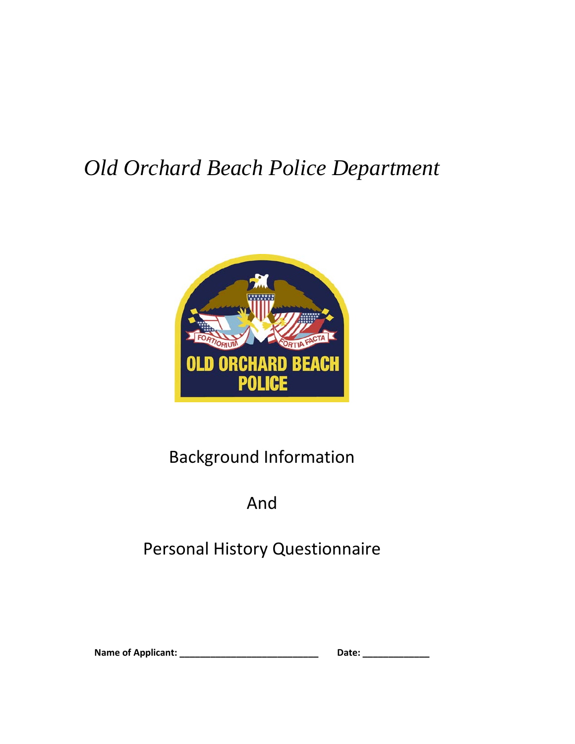# *Old Orchard Beach Police Department*

## Background Information

## And

## Personal History Questionnaire

**Name of Applicant: ____________________________ Date: _____________**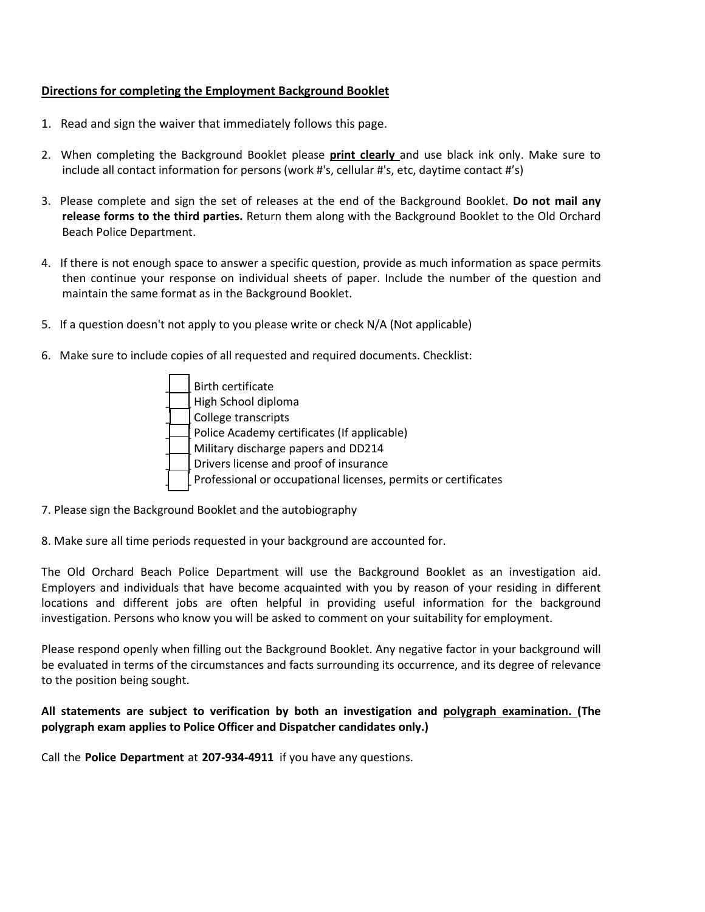**<u>Directions for completing the Employment Background Booklet</u>**

1. Read and sign the waiver that immediately follows this page.

2. When completing the Background Booklet please **<u>print clearly</u>** and use black ink only. Make sure to include all contact information for persons (work #'s, cellular #'s, etc, daytime contact #'s)

3. Please complete and sign the set of releases at the end of the Background Booklet. **Do not mail any release forms to the third parties.** Return them along with the Background Booklet to the Old Orchard Beach Police Department.

4. If there is not enough space to answer a specific question, provide as much information as space permits then continue your response on individual sheets of paper. Include the number of the question and maintain the same format as in the Background Booklet.

5. If a question doesn't not apply to you please write or check N/A (Not applicable)

6. Make sure to include copies of all requested and required documents. Checklist:

   - [ ] Birth certificate
   - [ ] High School diploma
   - [ ] College transcripts
   - [ ] Police Academy certificates (If applicable)
   - [ ] Military discharge papers and DD214
   - [ ] Drivers license and proof of insurance
   - [ ] Professional or occupational licenses, permits or certificates

7. Please sign the Background Booklet and the autobiography

8. Make sure all time periods requested in your background are accounted for.

The Old Orchard Beach Police Department will use the Background Booklet as an investigation aid. Employers and individuals that have become acquainted with you by reason of your residing in different locations and different jobs are often helpful in providing useful information for the background investigation. Persons who know you will be asked to comment on your suitability for employment.

Please respond openly when filling out the Background Booklet. Any negative factor in your background will be evaluated in terms of the circumstances and facts surrounding its occurrence, and its degree of relevance to the position being sought.

**All statements are subject to verification by both an investigation and <u>polygraph examination.</u> (The polygraph exam applies to Police Officer and Dispatcher candidates only.)**

Call the **Police Department** at **207-934-4911** if you have any questions.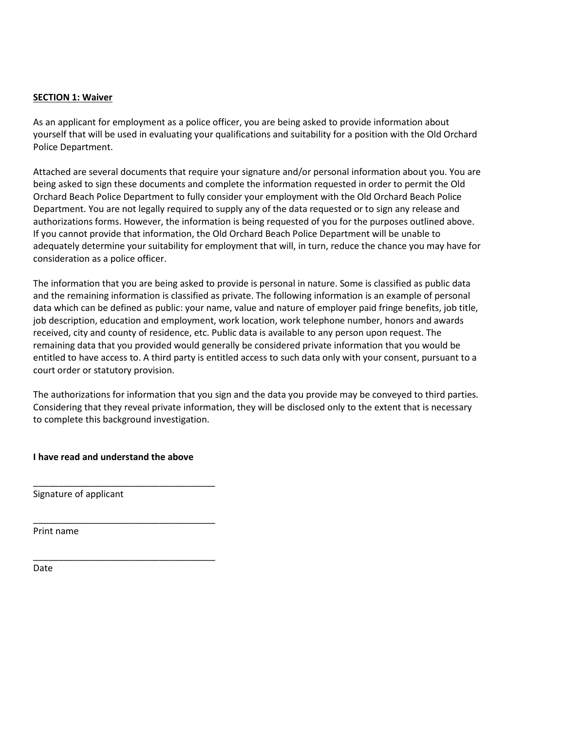**<u>SECTION 1: Waiver</u>**

As an applicant for employment as a police officer, you are being asked to provide information about yourself that will be used in evaluating your qualifications and suitability for a position with the Old Orchard Police Department.

Attached are several documents that require your signature and/or personal information about you. You are being asked to sign these documents and complete the information requested in order to permit the Old Orchard Beach Police Department to fully consider your employment with the Old Orchard Beach Police Department. You are not legally required to supply any of the data requested or to sign any release and authorizations forms. However, the information is being requested of you for the purposes outlined above. If you cannot provide that information, the Old Orchard Beach Police Department will be unable to adequately determine your suitability for employment that will, in turn, reduce the chance you may have for consideration as a police officer.

The information that you are being asked to provide is personal in nature. Some is classified as public data and the remaining information is classified as private. The following information is an example of personal data which can be defined as public: your name, value and nature of employer paid fringe benefits, job title, job description, education and employment, work location, work telephone number, honors and awards received, city and county of residence, etc. Public data is available to any person upon request. The remaining data that you provided would generally be considered private information that you would be entitled to have access to. A third party is entitled access to such data only with your consent, pursuant to a court order or statutory provision.

The authorizations for information that you sign and the data you provide may be conveyed to third parties. Considering that they reveal private information, they will be disclosed only to the extent that is necessary to complete this background investigation.

**I have read and understand the above**

\_\_\_\_\_\_\_\_\_\_\_\_\_\_\_\_\_\_\_\_\_\_\_\_\_\_\_\_\_\_\_\_\_\_\_\_

Signature of applicant

\_\_\_\_\_\_\_\_\_\_\_\_\_\_\_\_\_\_\_\_\_\_\_\_\_\_\_\_\_\_\_\_\_\_\_\_

Print name

\_\_\_\_\_\_\_\_\_\_\_\_\_\_\_\_\_\_\_\_\_\_\_\_\_\_\_\_\_\_\_\_\_\_\_\_

Date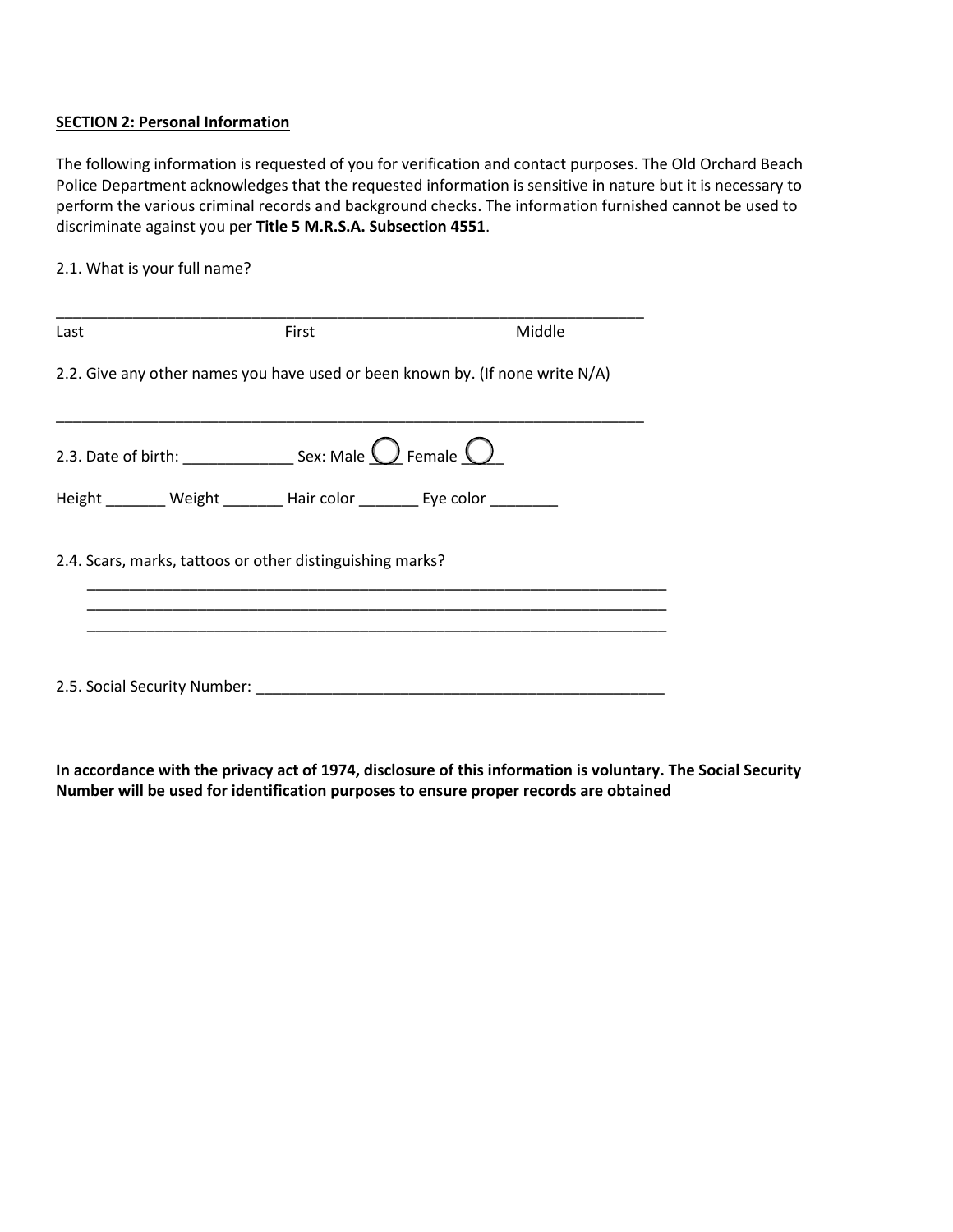**SECTION 2: Personal Information**

The following information is requested of you for verification and contact purposes. The Old Orchard Beach Police Department acknowledges that the requested information is sensitive in nature but it is necessary to perform the various criminal records and background checks. The information furnished cannot be used to discriminate against you per **Title 5 M.R.S.A. Subsection 4551**.

2.1. What is your full name?

______________________________________________________________________

Last First Middle

2.2. Give any other names you have used or been known by. (If none write N/A)

______________________________________________________________________

2.3. Date of birth: _____________ Sex: Male ◯ Female ◯

Height _______ Weight _______ Hair color _______ Eye color ________

2.4. Scars, marks, tattoos or other distinguishing marks?

______________________________________________________________________

______________________________________________________________________

______________________________________________________________________

2.5. Social Security Number: _________________________________________________

**In accordance with the privacy act of 1974, disclosure of this information is voluntary. The Social Security Number will be used for identification purposes to ensure proper records are obtained**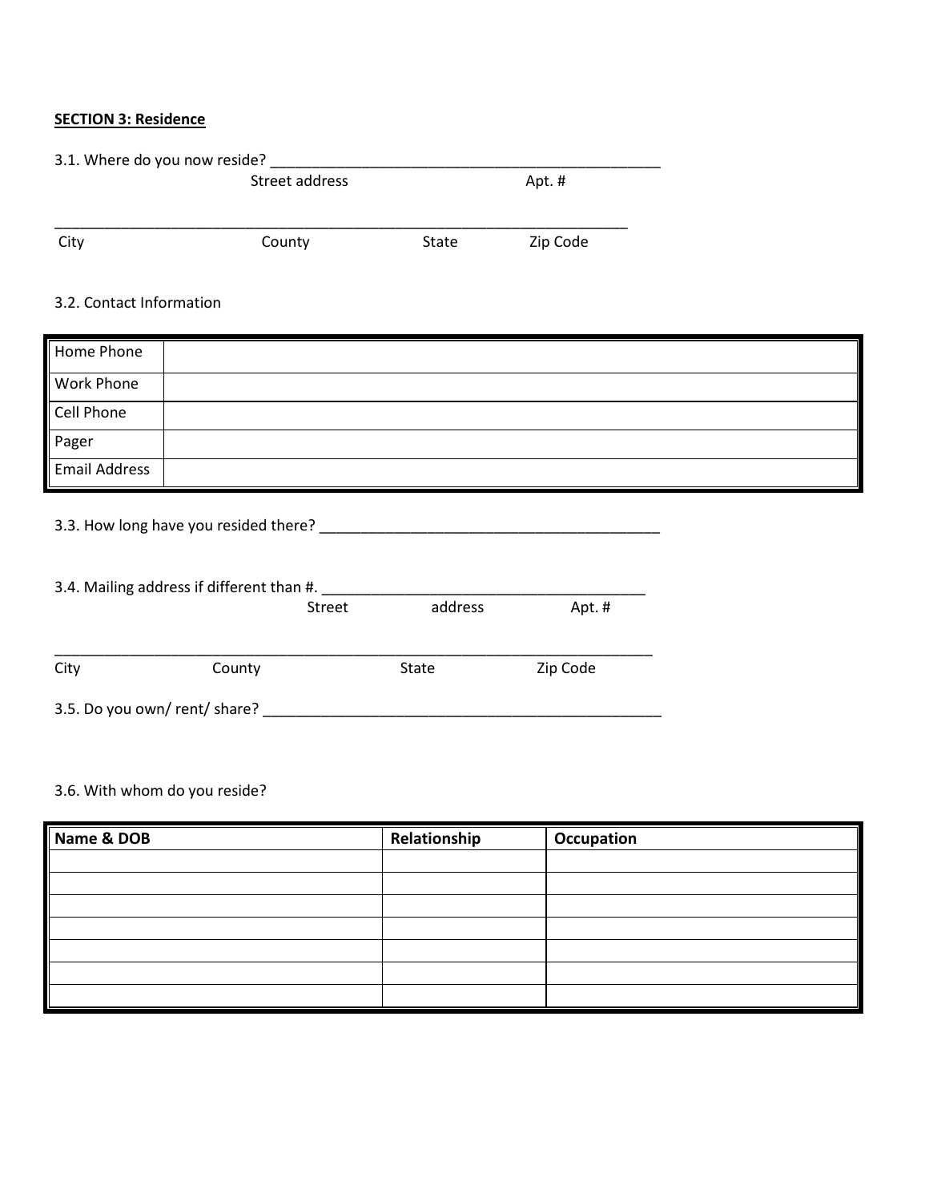**SECTION 3: Residence**

3.1. Where do you now reside? _______________________________________________

Street address Apt. #

___________________________________________________________________________

City County State Zip Code

3.2. Contact Information

| Home Phone | |
|---|---|
| Work Phone | |
| Cell Phone | |
| Pager | |
| Email Address | |

3.3. How long have you resided there? _________________________________________

3.4. Mailing address if different than #. _______________________________________

Street address Apt. #

___________________________________________________________________________

City County State Zip Code

3.5. Do you own/ rent/ share? _________________________________________________

3.6. With whom do you reside?

| **Name & DOB** | **Relationship** | **Occupation** |
|---|---|---|
| | | |
| | | |
| | | |
| | | |
| | | |
| | | |
| | | |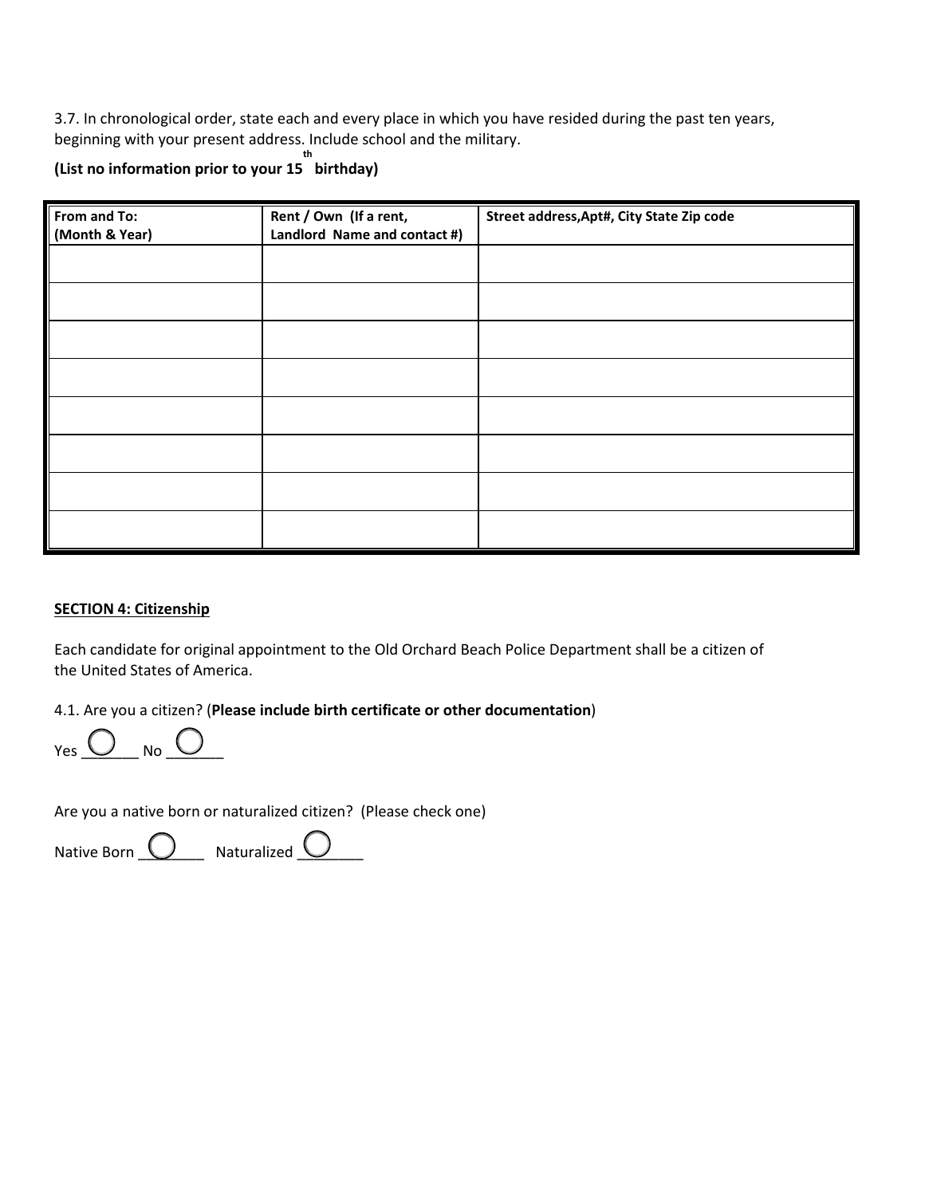3.7. In chronological order, state each and every place in which you have resided during the past ten years, beginning with your present address. Include school and the military.

**(List no information prior to your 15th birthday)**

| From and To: (Month & Year) | Rent / Own (If a rent, Landlord Name and contact #) | Street address,Apt#, City State Zip code |
|---|---|---|
| | | |
| | | |
| | | |
| | | |
| | | |
| | | |
| | | |
| | | |

**SECTION 4: Citizenship**

Each candidate for original appointment to the Old Orchard Beach Police Department shall be a citizen of the United States of America.

4.1. Are you a citizen? (**Please include birth certificate or other documentation**)

Yes ○ _______ No ○ _______

Are you a native born or naturalized citizen? (Please check one)

Native Born ○ ________ Naturalized ○ ________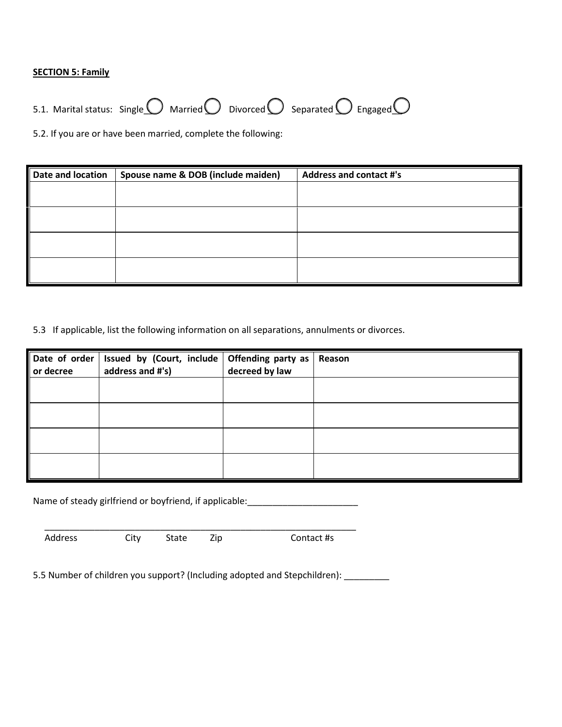**SECTION 5: Family**

5.1. Marital status: Single ◯ Married ◯ Divorced ◯ Separated ◯ Engaged ◯

5.2. If you are or have been married, complete the following:

| Date and location | Spouse name & DOB (include maiden) | Address and contact #'s |
|---|---|---|
| | | |
| | | |
| | | |
| | | |

5.3 If applicable, list the following information on all separations, annulments or divorces.

| Date of order or decree | Issued by (Court, include address and #'s) | Offending party as decreed by law | Reason |
|---|---|---|---|
| | | | |
| | | | |
| | | | |
| | | | |

Name of steady girlfriend or boyfriend, if applicable:______________________

_________________________________________________________________
Address City State Zip Contact #s

5.5 Number of children you support? (Including adopted and Stepchildren): _________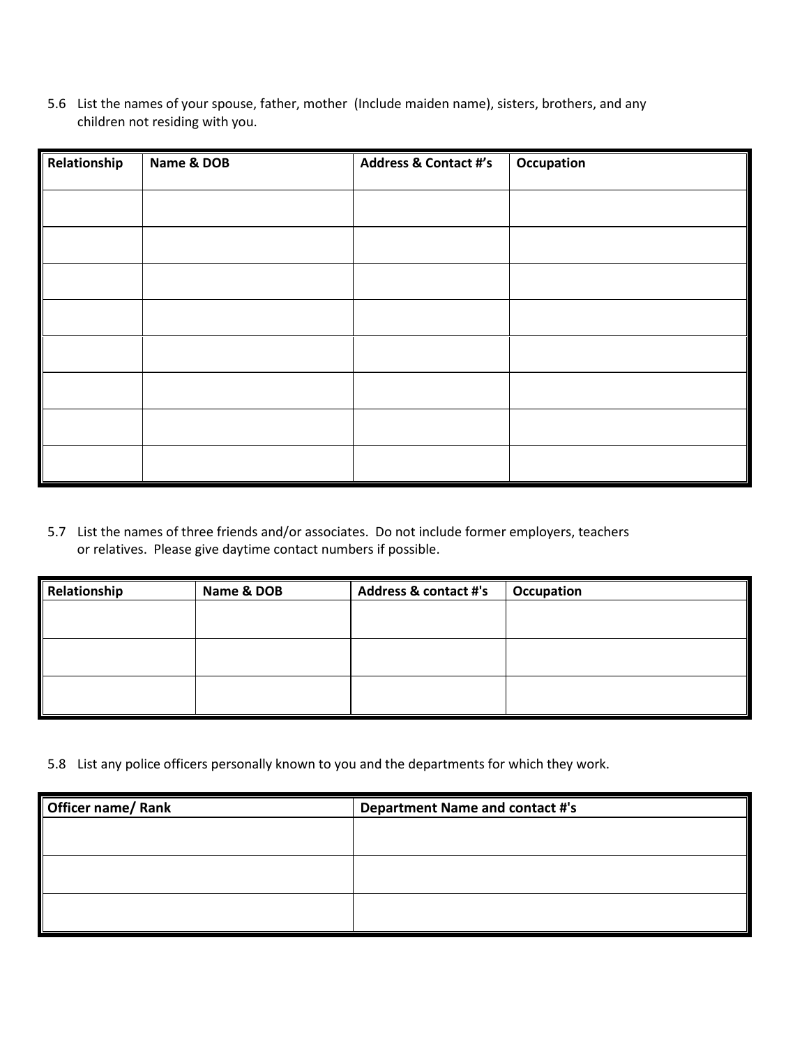5.6 List the names of your spouse, father, mother (Include maiden name), sisters, brothers, and any children not residing with you.

| Relationship | Name & DOB | Address & Contact #’s | Occupation |
|---|---|---|---|
| | | | |
| | | | |
| | | | |
| | | | |
| | | | |
| | | | |
| | | | |
| | | | |

5.7 List the names of three friends and/or associates. Do not include former employers, teachers or relatives. Please give daytime contact numbers if possible.

| Relationship | Name & DOB | Address & contact #'s | Occupation |
|---|---|---|---|
| | | | |
| | | | |
| | | | |

5.8 List any police officers personally known to you and the departments for which they work.

| Officer name/ Rank | Department Name and contact #'s |
|---|---|
| | |
| | |
| | |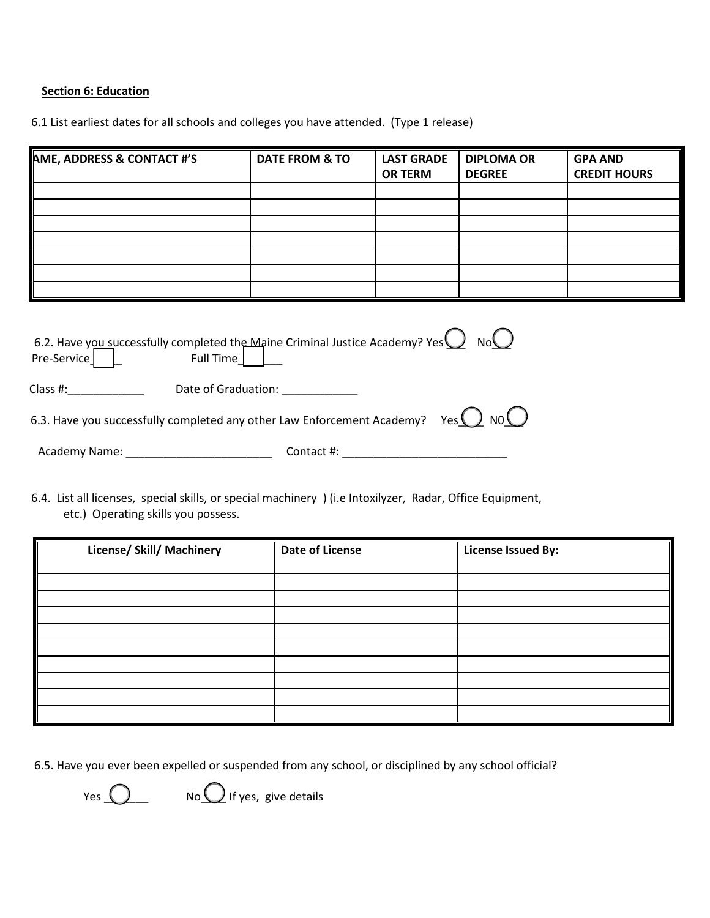**Section 6: Education**

6.1 List earliest dates for all schools and colleges you have attended. (Type 1 release)

| AME, ADDRESS & CONTACT #'S | DATE FROM & TO | LAST GRADE OR TERM | DIPLOMA OR DEGREE | GPA AND CREDIT HOURS |
|---|---|---|---|---|
| | | | | |
| | | | | |
| | | | | |
| | | | | |
| | | | | |
| | | | | |
| | | | | |

6.2. Have you successfully completed the Maine Criminal Justice Academy? Yes___ No___
Pre-Service___ Full Time___

Class #:____________ Date of Graduation: ____________

6.3. Have you successfully completed any other Law Enforcement Academy? Yes___ N0___

Academy Name: ________________________ Contact #: ___________________________

6.4. List all licenses, special skills, or special machinery ) (i.e Intoxilyzer, Radar, Office Equipment, etc.) Operating skills you possess.

| License/ Skill/ Machinery | Date of License | License Issued By: |
|---|---|---|
| | | |
| | | |
| | | |
| | | |
| | | |
| | | |
| | | |
| | | |
| | | |

6.5. Have you ever been expelled or suspended from any school, or disciplined by any school official?

Yes _______ No____ If yes, give details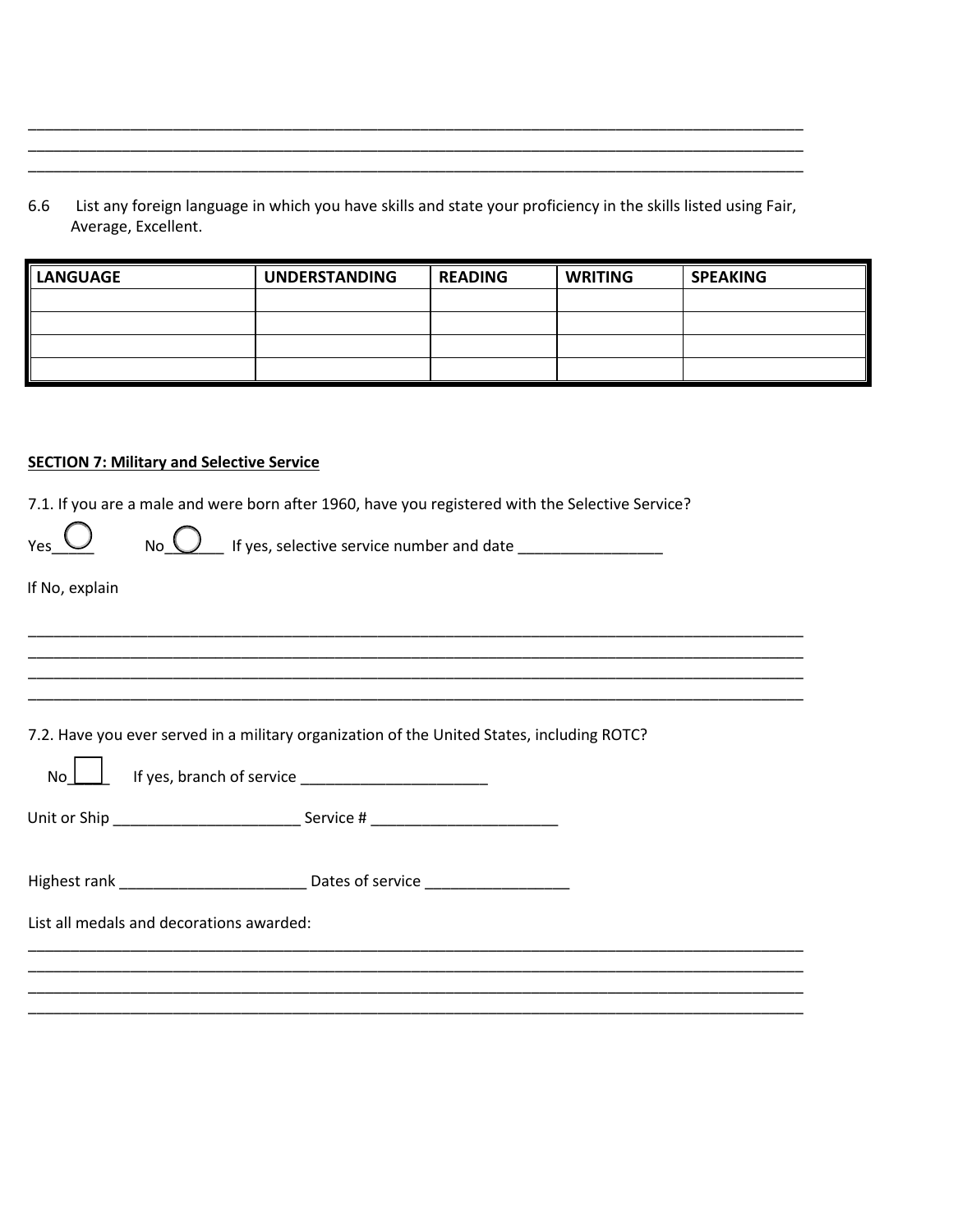______________________________________________________________________________________________
______________________________________________________________________________________________
______________________________________________________________________________________________

6.6 List any foreign language in which you have skills and state your proficiency in the skills listed using Fair, Average, Excellent.

| LANGUAGE | UNDERSTANDING | READING | WRITING | SPEAKING |
|---|---|---|---|---|
| | | | | |
| | | | | |
| | | | | |
| | | | | |

**SECTION 7: Military and Selective Service**

7.1. If you are a male and were born after 1960, have you registered with the Selective Service?

Yes_____ No_______ If yes, selective service number and date _________________

If No, explain

______________________________________________________________________________________________
______________________________________________________________________________________________
______________________________________________________________________________________________
______________________________________________________________________________________________

7.2. Have you ever served in a military organization of the United States, including ROTC?

No_____ If yes, branch of service ______________________

Unit or Ship ______________________ Service # ______________________

Highest rank ______________________ Dates of service _________________

List all medals and decorations awarded:

______________________________________________________________________________________________
______________________________________________________________________________________________
______________________________________________________________________________________________
______________________________________________________________________________________________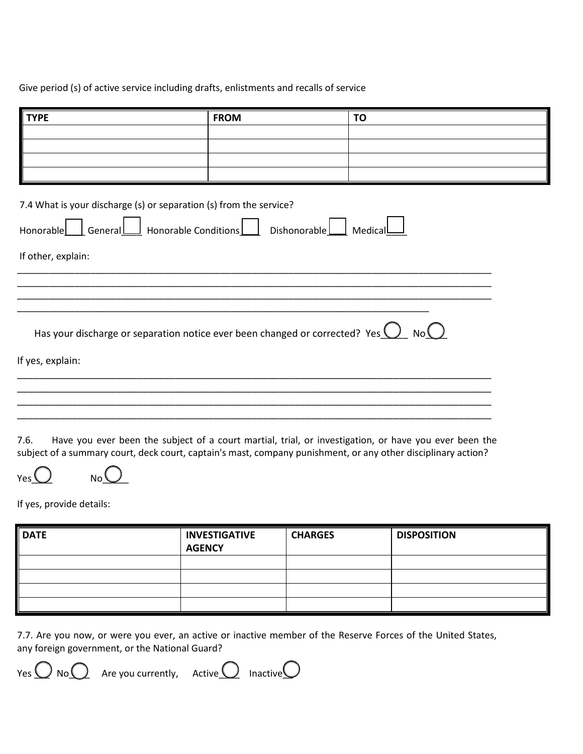Give period (s) of active service including drafts, enlistments and recalls of service

| TYPE | FROM | TO |
|---|---|---|
| | | |
| | | |
| | | |
| | | |

7.4 What is your discharge (s) or separation (s) from the service?

Honorable☐ General☐ Honorable Conditions☐ Dishonorable☐ Medical☐

If other, explain:

_____________________________________________________________________________________
_____________________________________________________________________________________
_____________________________________________________________________________________
___________________________________________________________________________

Has your discharge or separation notice ever been changed or corrected? Yes◯ No◯

If yes, explain:

_____________________________________________________________________________________
_____________________________________________________________________________________
_____________________________________________________________________________________
_____________________________________________________________________________________

7.6. Have you ever been the subject of a court martial, trial, or investigation, or have you ever been the subject of a summary court, deck court, captain's mast, company punishment, or any other disciplinary action?

Yes◯ No◯

If yes, provide details:

| DATE | INVESTIGATIVE AGENCY | CHARGES | DISPOSITION |
|---|---|---|---|
| | | | |
| | | | |
| | | | |
| | | | |

7.7. Are you now, or were you ever, an active or inactive member of the Reserve Forces of the United States, any foreign government, or the National Guard?

Yes◯ No◯ Are you currently, Active◯ Inactive◯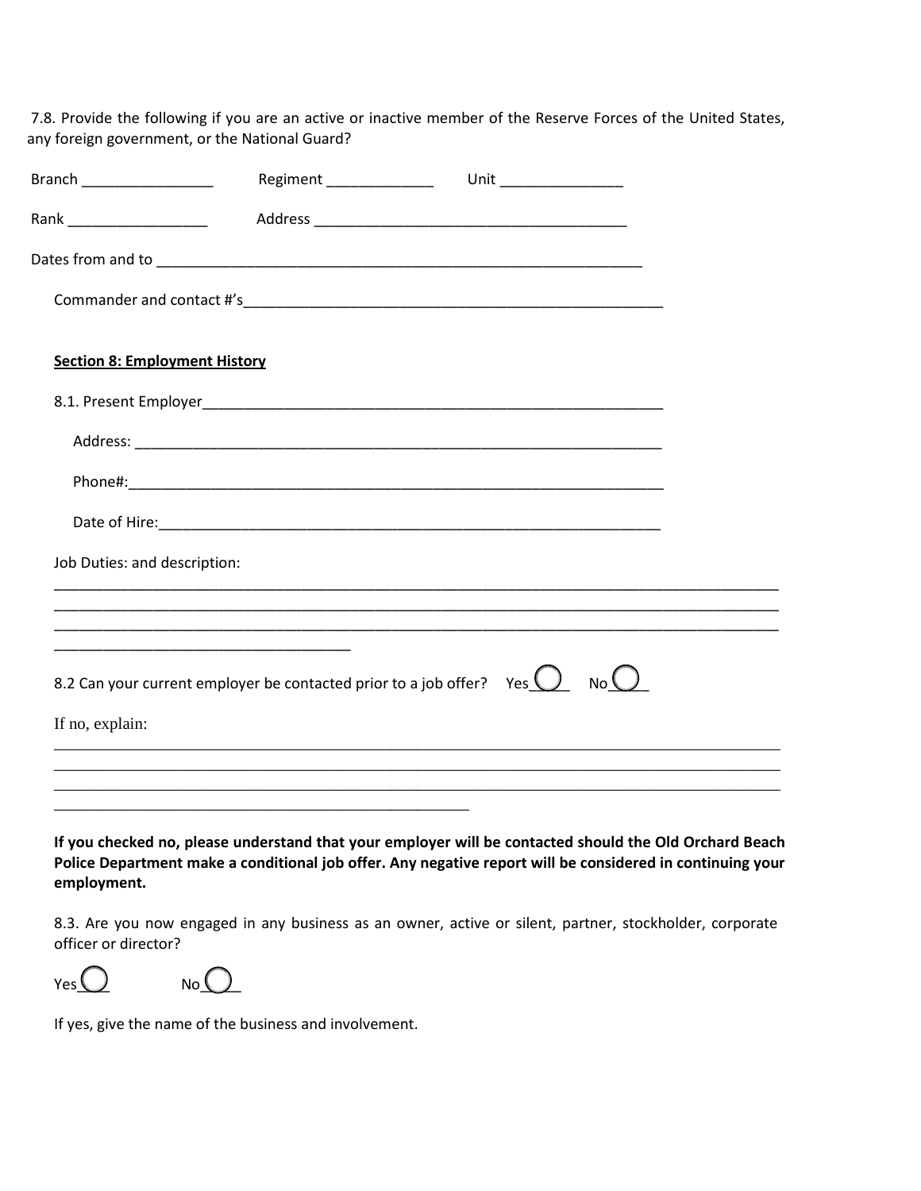7.8. Provide the following if you are an active or inactive member of the Reserve Forces of the United States, any foreign government, or the National Guard?

Branch ________________ Regiment _____________ Unit _______________

Rank _________________ Address ______________________________________

Dates from and to ____________________________________________________________

Commander and contact #'s____________________________________________________

**Section 8: Employment History**

8.1. Present Employer_________________________________________________________

Address: _________________________________________________________________

Phone#:__________________________________________________________________

Date of Hire:______________________________________________________________

Job Duties: and description:

_____________________________________________________________________________________
_____________________________________________________________________________________
_____________________________________________________________________________________
____________________________________

8.2 Can your current employer be contacted prior to a job offer? Yes____ No____

If no, explain:

_____________________________________________________________________________________
_____________________________________________________________________________________
_____________________________________________________________________________________
__________________________________________________

**If you checked no, please understand that your employer will be contacted should the Old Orchard Beach Police Department make a conditional job offer. Any negative report will be considered in continuing your employment.**

8.3. Are you now engaged in any business as an owner, active or silent, partner, stockholder, corporate officer or director?

Yes____ No____

If yes, give the name of the business and involvement.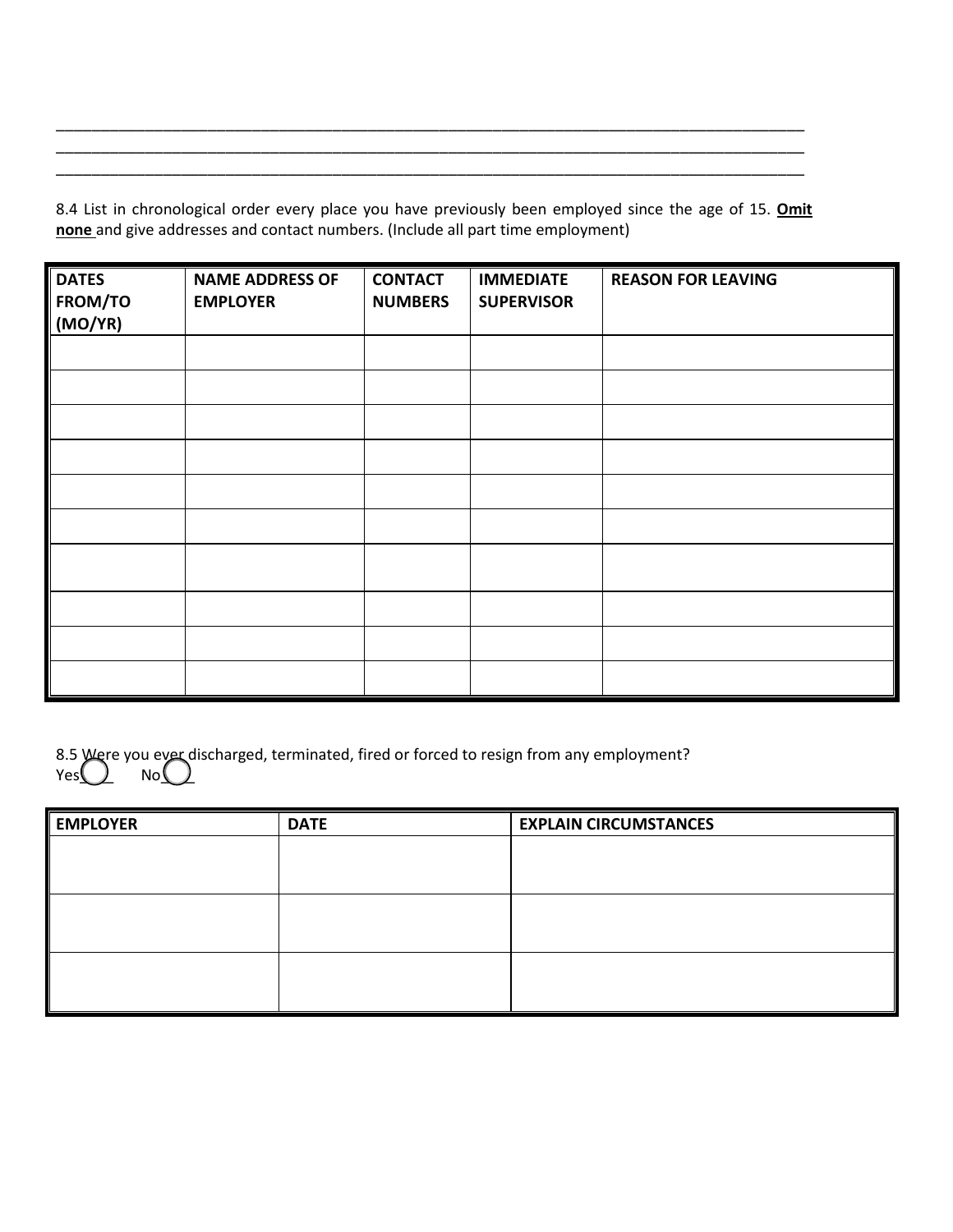\_\_\_\_\_\_\_\_\_\_\_\_\_\_\_\_\_\_\_\_\_\_\_\_\_\_\_\_\_\_\_\_\_\_\_\_\_\_\_\_\_\_\_\_\_\_\_\_\_\_\_\_\_\_\_\_\_\_\_\_\_\_\_\_\_\_\_\_\_\_\_\_\_\_\_\_\_\_\_\_\_\_\_\_\_\_\_\_\_\_
\_\_\_\_\_\_\_\_\_\_\_\_\_\_\_\_\_\_\_\_\_\_\_\_\_\_\_\_\_\_\_\_\_\_\_\_\_\_\_\_\_\_\_\_\_\_\_\_\_\_\_\_\_\_\_\_\_\_\_\_\_\_\_\_\_\_\_\_\_\_\_\_\_\_\_\_\_\_\_\_\_\_\_\_\_\_\_\_\_\_
\_\_\_\_\_\_\_\_\_\_\_\_\_\_\_\_\_\_\_\_\_\_\_\_\_\_\_\_\_\_\_\_\_\_\_\_\_\_\_\_\_\_\_\_\_\_\_\_\_\_\_\_\_\_\_\_\_\_\_\_\_\_\_\_\_\_\_\_\_\_\_\_\_\_\_\_\_\_\_\_\_\_\_\_\_\_\_\_\_\_

8.4 List in chronological order every place you have previously been employed since the age of 15. **<u>Omit none</u>** and give addresses and contact numbers. (Include all part time employment)

| DATES FROM/TO (MO/YR) | NAME ADDRESS OF EMPLOYER | CONTACT NUMBERS | IMMEDIATE SUPERVISOR | REASON FOR LEAVING |
|---|---|---|---|---|
| | | | | |
| | | | | |
| | | | | |
| | | | | |
| | | | | |
| | | | | |
| | | | | |
| | | | | |
| | | | | |
| | | | | |

8.5 Were you ever discharged, terminated, fired or forced to resign from any employment?
Yes◯ No◯

| EMPLOYER | DATE | EXPLAIN CIRCUMSTANCES |
|---|---|---|
| | | |
| | | |
| | | |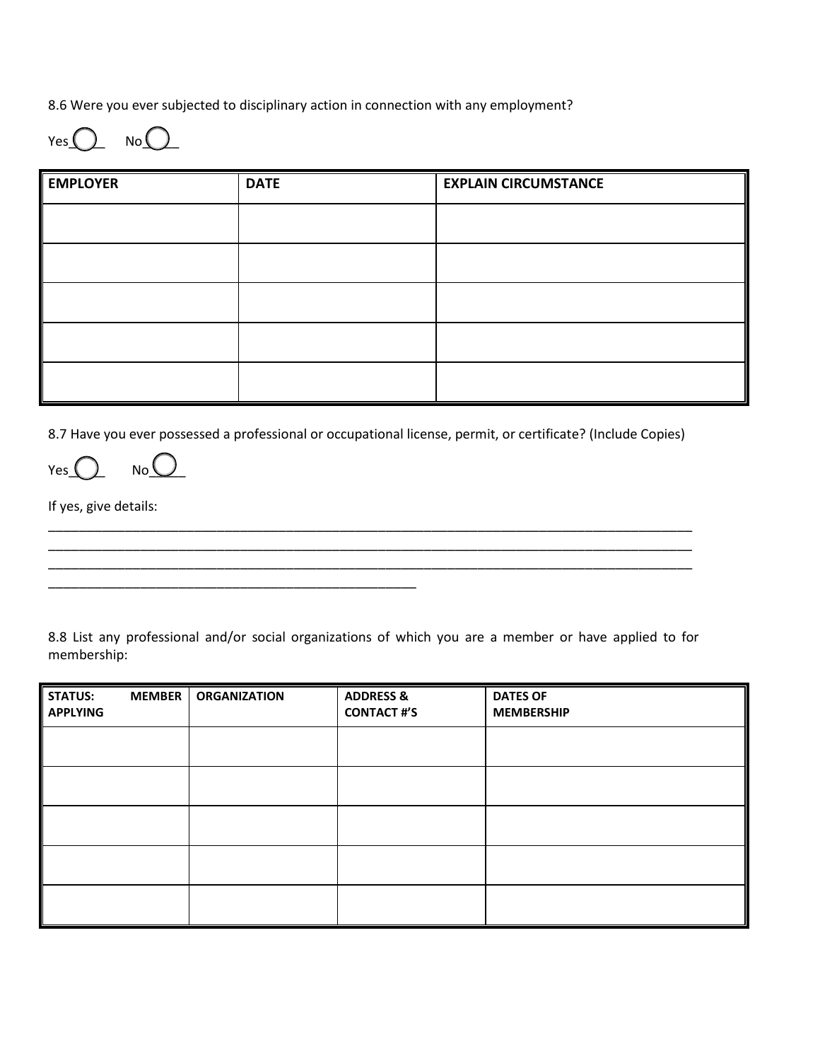8.6 Were you ever subjected to disciplinary action in connection with any employment?

Yes ◯ No ◯

| EMPLOYER | DATE | EXPLAIN CIRCUMSTANCE |
|---|---|---|
| | | |
| | | |
| | | |
| | | |
| | | |

8.7 Have you ever possessed a professional or occupational license, permit, or certificate? (Include Copies)

Yes ◯ No ◯

If yes, give details:

_____________________________________________________________________________________________
_____________________________________________________________________________________________
_____________________________________________________________________________________________
______________________________________________________

8.8 List any professional and/or social organizations of which you are a member or have applied to for membership:

| STATUS: MEMBER APPLYING | ORGANIZATION | ADDRESS & CONTACT #'S | DATES OF MEMBERSHIP |
|---|---|---|---|
| | | | |
| | | | |
| | | | |
| | | | |
| | | | |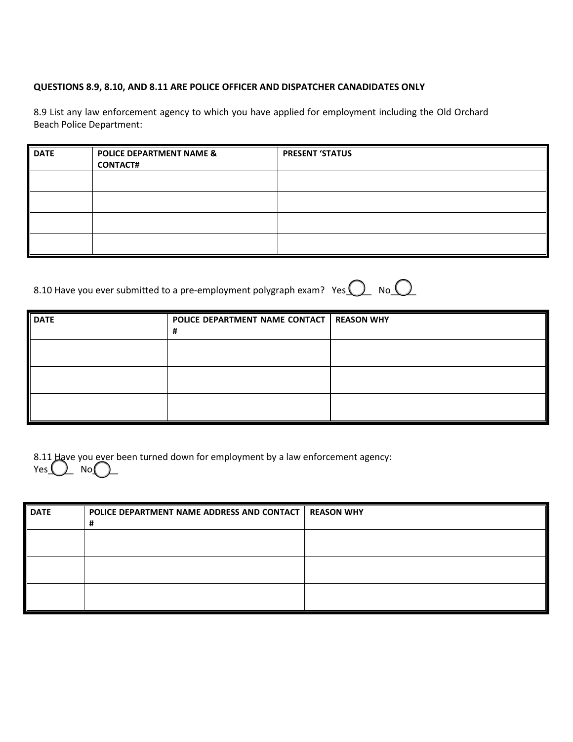**QUESTIONS 8.9, 8.10, AND 8.11 ARE POLICE OFFICER AND DISPATCHER CANADIDATES ONLY**

8.9 List any law enforcement agency to which you have applied for employment including the Old Orchard Beach Police Department:

| DATE | POLICE DEPARTMENT NAME & CONTACT# | PRESENT 'STATUS |
|---|---|---|
| | | |
| | | |
| | | |
| | | |

8.10 Have you ever submitted to a pre-employment polygraph exam? Yes\_\_\_ No\_\_\_

| DATE | POLICE DEPARTMENT NAME CONTACT # | REASON WHY |
|---|---|---|
| | | |
| | | |
| | | |

8.11 Have you ever been turned down for employment by a law enforcement agency:
Yes\_\_\_ No\_\_\_

| DATE | POLICE DEPARTMENT NAME ADDRESS AND CONTACT # | REASON WHY |
|---|---|---|
| | | |
| | | |
| | | |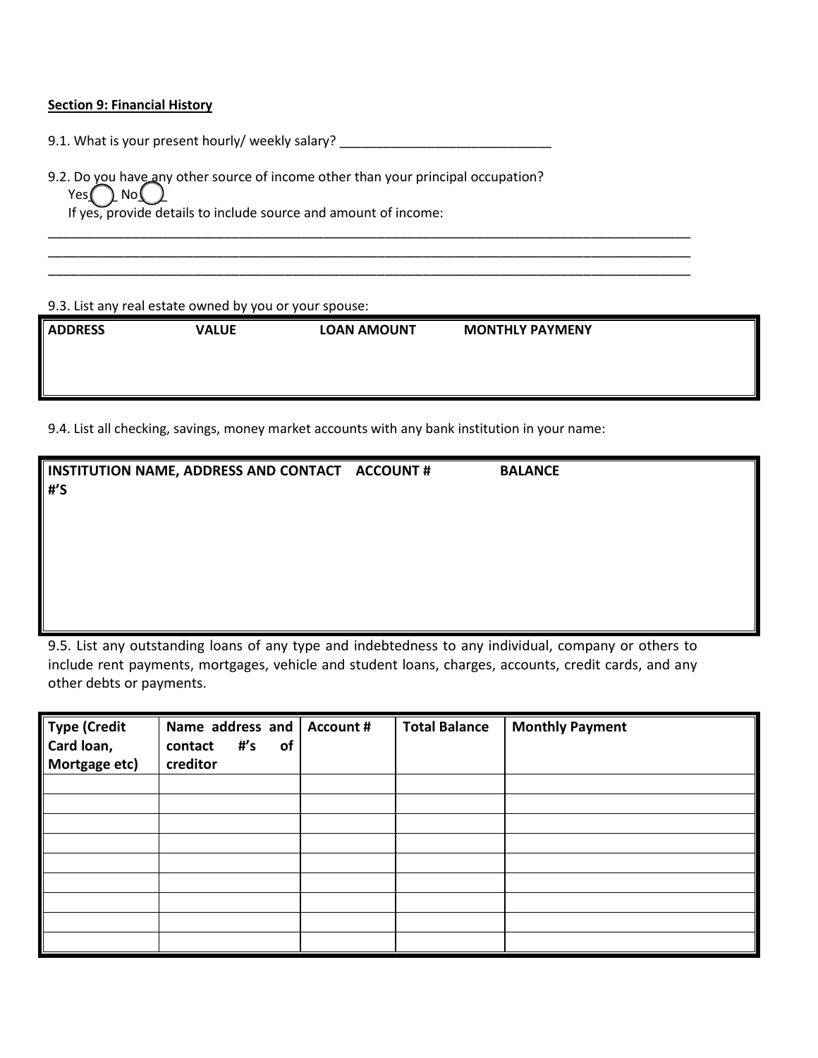**Section 9: Financial History**

9.1. What is your present hourly/ weekly salary? ____________________________

9.2. Do you have any other source of income other than your principal occupation?

Yes◯ No◯

If yes, provide details to include source and amount of income:

___________________________________________________________________________________

___________________________________________________________________________________

___________________________________________________________________________________

9.3. List any real estate owned by you or your spouse:

| ADDRESS | VALUE | LOAN AMOUNT | MONTHLY PAYMENY |
|---|---|---|---|
| | | | |

9.4. List all checking, savings, money market accounts with any bank institution in your name:

| INSTITUTION NAME, ADDRESS AND CONTACT #'S | ACCOUNT # | BALANCE |
|---|---|---|
| | | |

9.5. List any outstanding loans of any type and indebtedness to any individual, company or others to include rent payments, mortgages, vehicle and student loans, charges, accounts, credit cards, and any other debts or payments.

| Type (Credit Card loan, Mortgage etc) | Name address and contact #'s of creditor | Account # | Total Balance | Monthly Payment |
|---|---|---|---|---|
| | | | | |
| | | | | |
| | | | | |
| | | | | |
| | | | | |
| | | | | |
| | | | | |
| | | | | |
| | | | | |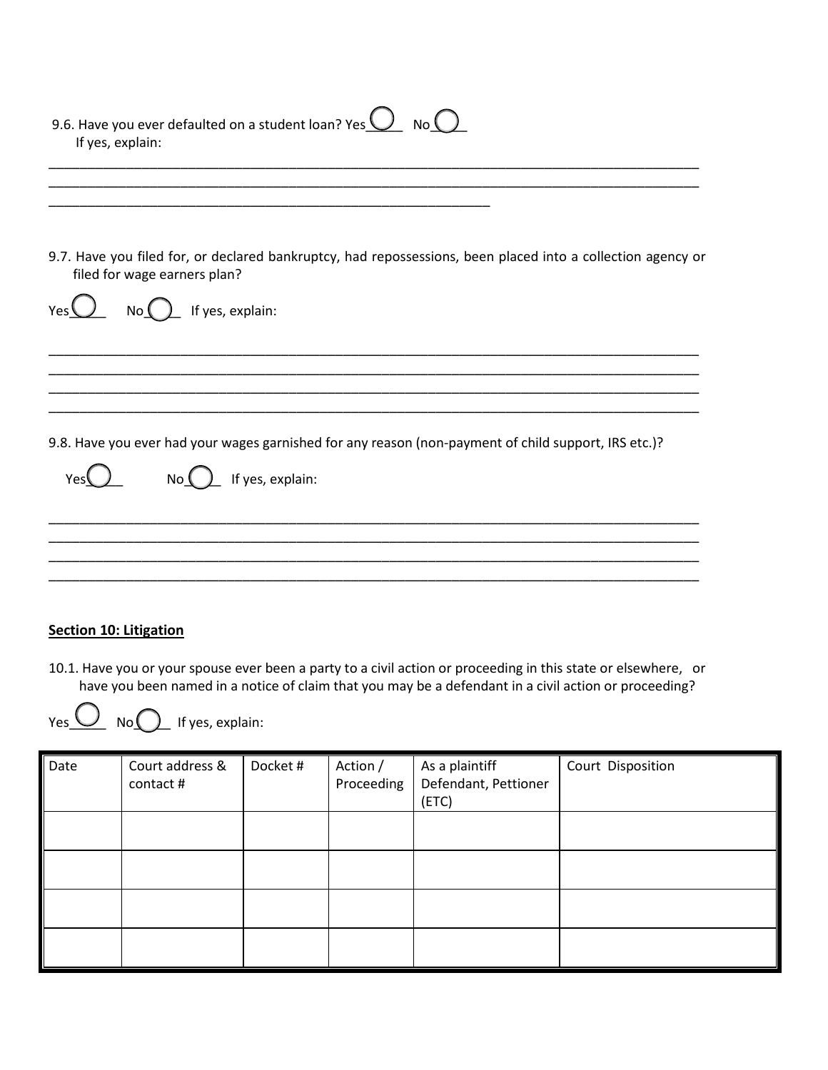9.6. Have you ever defaulted on a student loan? Yes____ No____
If yes, explain:

_____________________________________________________________________________________________
_____________________________________________________________________________________________
_______________________________________________________________

9.7. Have you filed for, or declared bankruptcy, had repossessions, been placed into a collection agency or filed for wage earners plan?

Yes____ No____ If yes, explain:

_____________________________________________________________________________________________
_____________________________________________________________________________________________
_____________________________________________________________________________________________
_____________________________________________________________________________________________

9.8. Have you ever had your wages garnished for any reason (non-payment of child support, IRS etc.)?

Yes____ No____ If yes, explain:

_____________________________________________________________________________________________
_____________________________________________________________________________________________
_____________________________________________________________________________________________
_____________________________________________________________________________________________

**Section 10: Litigation**

10.1. Have you or your spouse ever been a party to a civil action or proceeding in this state or elsewhere, or have you been named in a notice of claim that you may be a defendant in a civil action or proceeding?

Yes____ No____ If yes, explain:

| Date | Court address & contact # | Docket # | Action / Proceeding | As a plaintiff Defendant, Pettioner (ETC) | Court Disposition |
|---|---|---|---|---|---|
| | | | | | |
| | | | | | |
| | | | | | |
| | | | | | |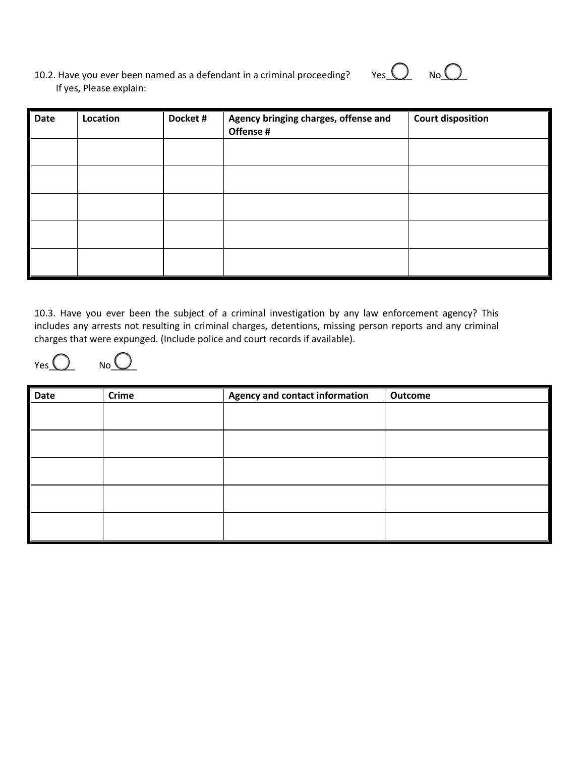10.2. Have you ever been named as a defendant in a criminal proceeding? Yes____ No____

If yes, Please explain:

| Date | Location | Docket # | Agency bringing charges, offense and Offense # | Court disposition |
|---|---|---|---|---|
| | | | | |
| | | | | |
| | | | | |
| | | | | |
| | | | | |

10.3. Have you ever been the subject of a criminal investigation by any law enforcement agency? This includes any arrests not resulting in criminal charges, detentions, missing person reports and any criminal charges that were expunged. (Include police and court records if available).

Yes____ No____

| Date | Crime | Agency and contact information | Outcome |
|---|---|---|---|
| | | | |
| | | | |
| | | | |
| | | | |
| | | | |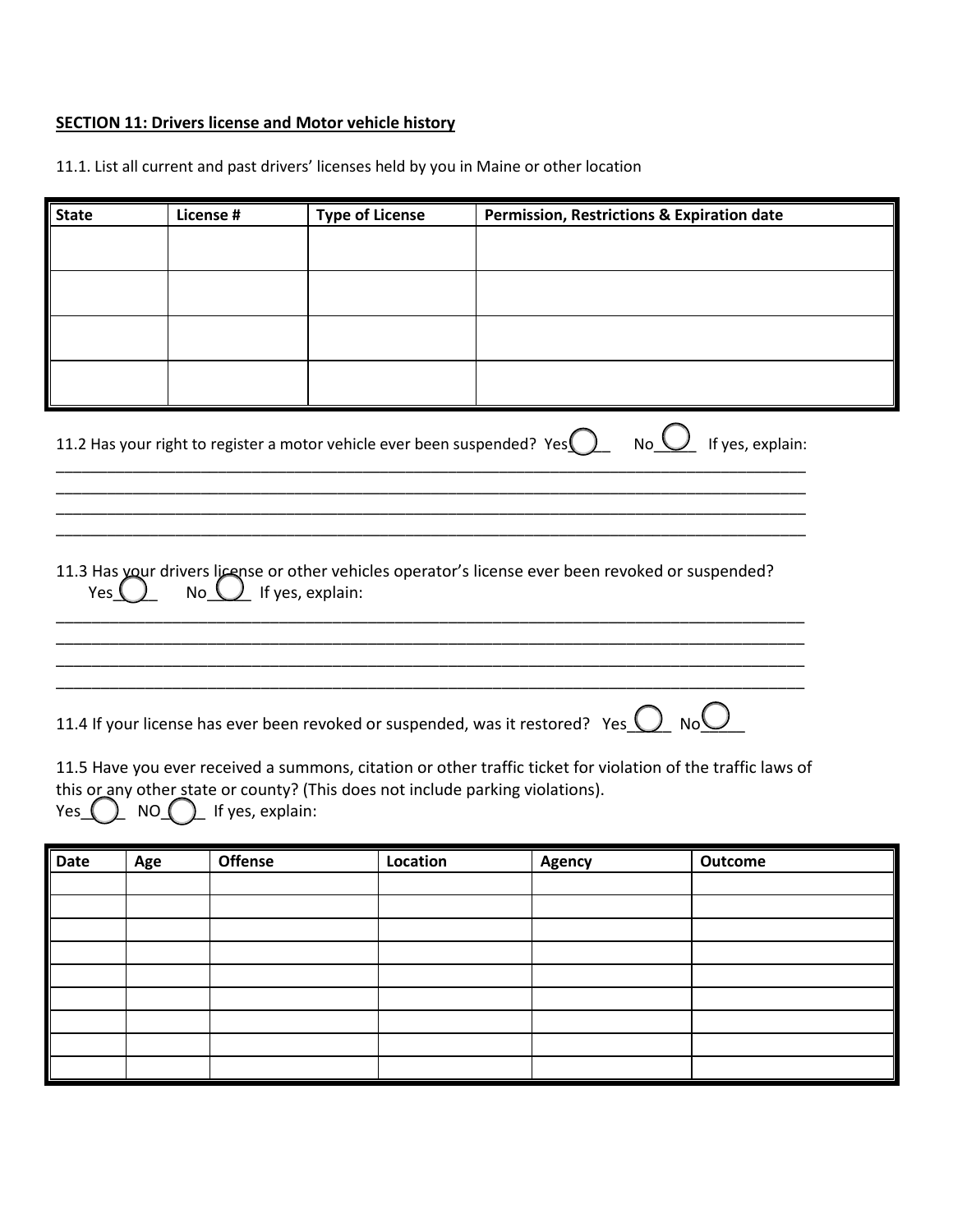**SECTION 11: Drivers license and Motor vehicle history**

11.1. List all current and past drivers' licenses held by you in Maine or other location

| State | License # | Type of License | Permission, Restrictions & Expiration date |
| --- | --- | --- | --- |
| | | | |
| | | | |
| | | | |
| | | | |

11.2 Has your right to register a motor vehicle ever been suspended? Yes____ No____ If yes, explain:

____________________________________________________________________________________________
____________________________________________________________________________________________
____________________________________________________________________________________________
____________________________________________________________________________________________

11.3 Has your drivers license or other vehicles operator's license ever been revoked or suspended?
Yes____ No____ If yes, explain:

____________________________________________________________________________________________
____________________________________________________________________________________________
____________________________________________________________________________________________
____________________________________________________________________________________________

11.4 If your license has ever been revoked or suspended, was it restored? Yes____ No____

11.5 Have you ever received a summons, citation or other traffic ticket for violation of the traffic laws of this or any other state or county? (This does not include parking violations).
Yes____ NO____ If yes, explain:

| Date | Age | Offense | Location | Agency | Outcome |
| --- | --- | --- | --- | --- | --- |
| | | | | | |
| | | | | | |
| | | | | | |
| | | | | | |
| | | | | | |
| | | | | | |
| | | | | | |
| | | | | | |
| | | | | | |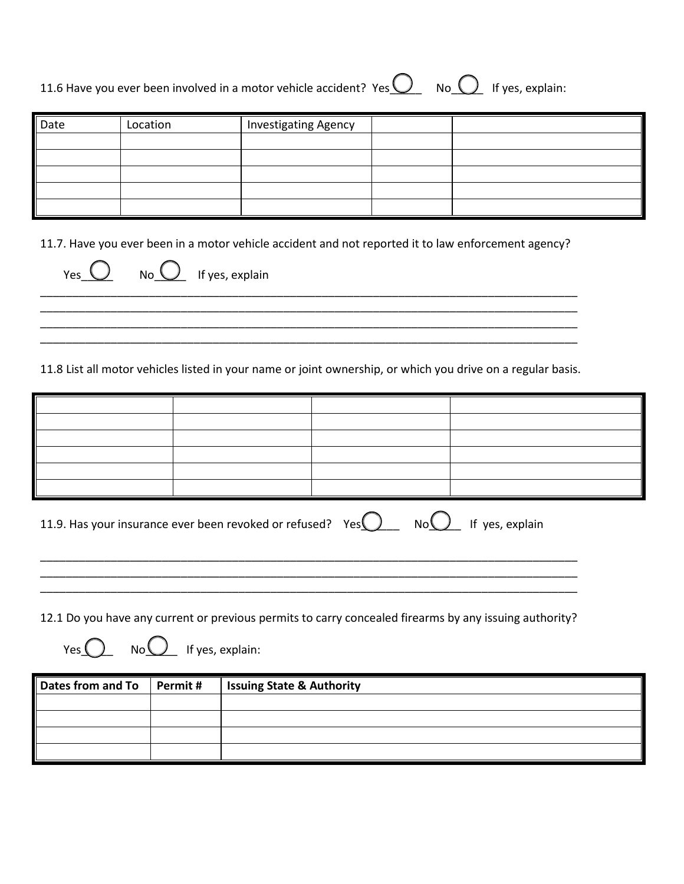11.6 Have you ever been involved in a motor vehicle accident? Yes◯____ No◯____ If yes, explain:

| Date | Location | Investigating Agency | | |
|---|---|---|---|---|
| | | | | |
| | | | | |
| | | | | |
| | | | | |
| | | | | |

11.7. Have you ever been in a motor vehicle accident and not reported it to law enforcement agency?

Yes◯____ No◯____ If yes, explain

___________________________________________________________________________________
___________________________________________________________________________________
___________________________________________________________________________________
___________________________________________________________________________________

11.8 List all motor vehicles listed in your name or joint ownership, or which you drive on a regular basis.

| | | | |
|---|---|---|---|
| | | | |
| | | | |
| | | | |
| | | | |
| | | | |
| | | | |

11.9. Has your insurance ever been revoked or refused? Yes◯____ No◯____ If yes, explain

___________________________________________________________________________________
___________________________________________________________________________________
___________________________________________________________________________________

12.1 Do you have any current or previous permits to carry concealed firearms by any issuing authority?

Yes◯____ No◯____ If yes, explain:

| **Dates from and To** | **Permit #** | **Issuing State & Authority** |
|---|---|---|
| | | |
| | | |
| | | |
| | | |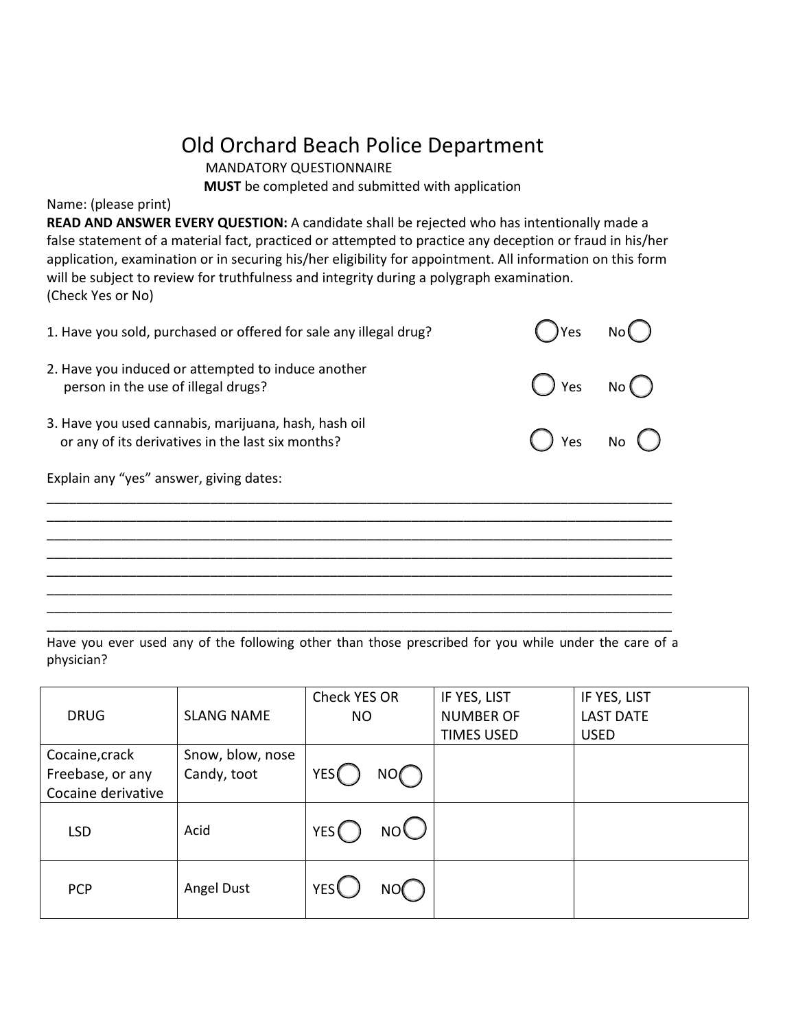# Old Orchard Beach Police Department

MANDATORY QUESTIONNAIRE

**MUST** be completed and submitted with application

Name: (please print)

**READ AND ANSWER EVERY QUESTION:** A candidate shall be rejected who has intentionally made a false statement of a material fact, practiced or attempted to practice any deception or fraud in his/her application, examination or in securing his/her eligibility for appointment. All information on this form will be subject to review for truthfulness and integrity during a polygraph examination.
(Check Yes or No)

1. Have you sold, purchased or offered for sale any illegal drug? ◯ Yes No ◯

2. Have you induced or attempted to induce another person in the use of illegal drugs? ◯ Yes No ◯

3. Have you used cannabis, marijuana, hash, hash oil or any of its derivatives in the last six months? ◯ Yes No ◯

Explain any "yes" answer, giving dates:

______________________________________________________________________________
______________________________________________________________________________
______________________________________________________________________________
______________________________________________________________________________
______________________________________________________________________________
______________________________________________________________________________
______________________________________________________________________________
______________________________________________________________________________

Have you ever used any of the following other than those prescribed for you while under the care of a physician?

| DRUG | SLANG NAME | Check YES OR NO | IF YES, LIST NUMBER OF TIMES USED | IF YES, LIST LAST DATE USED |
|---|---|---|---|---|
| Cocaine, crack Freebase, or any Cocaine derivative | Snow, blow, nose Candy, toot | YES ◯ NO ◯ | | |
| LSD | Acid | YES ◯ NO ◯ | | |
| PCP | Angel Dust | YES ◯ NO ◯ | | |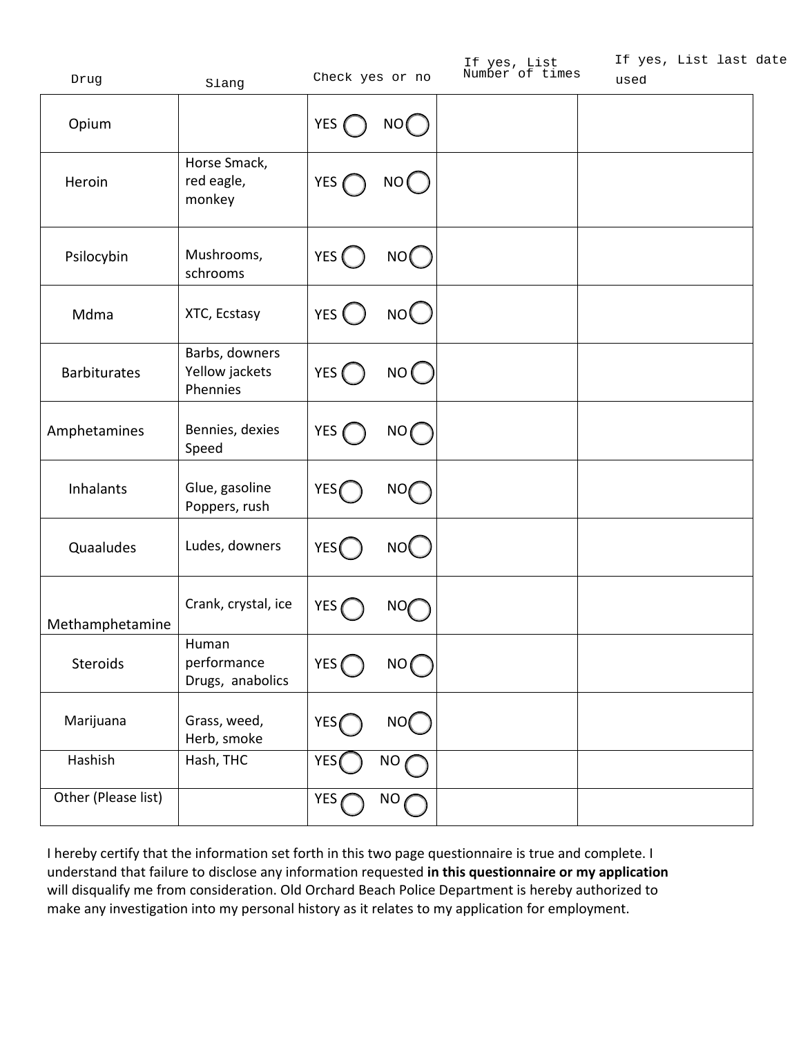| Drug | Slang | Check yes or no | If yes, List Number of times | If yes, List last date used |
|---|---|---|---|---|
| Opium | | YES ◯ NO ◯ | | |
| Heroin | Horse Smack, red eagle, monkey | YES ◯ NO ◯ | | |
| Psilocybin | Mushrooms, schrooms | YES ◯ NO ◯ | | |
| Mdma | XTC, Ecstasy | YES ◯ NO ◯ | | |
| Barbiturates | Barbs, downers Yellow jackets Phennies | YES ◯ NO ◯ | | |
| Amphetamines | Bennies, dexies Speed | YES ◯ NO ◯ | | |
| Inhalants | Glue, gasoline Poppers, rush | YES ◯ NO ◯ | | |
| Quaaludes | Ludes, downers | YES ◯ NO ◯ | | |
| Methamphetamine | Crank, crystal, ice | YES ◯ NO ◯ | | |
| Steroids | Human performance Drugs, anabolics | YES ◯ NO ◯ | | |
| Marijuana | Grass, weed, Herb, smoke | YES ◯ NO ◯ | | |
| Hashish | Hash, THC | YES ◯ NO ◯ | | |
| Other (Please list) | | YES ◯ NO ◯ | | |

I hereby certify that the information set forth in this two page questionnaire is true and complete. I understand that failure to disclose any information requested **in this questionnaire or my application** will disqualify me from consideration. Old Orchard Beach Police Department is hereby authorized to make any investigation into my personal history as it relates to my application for employment.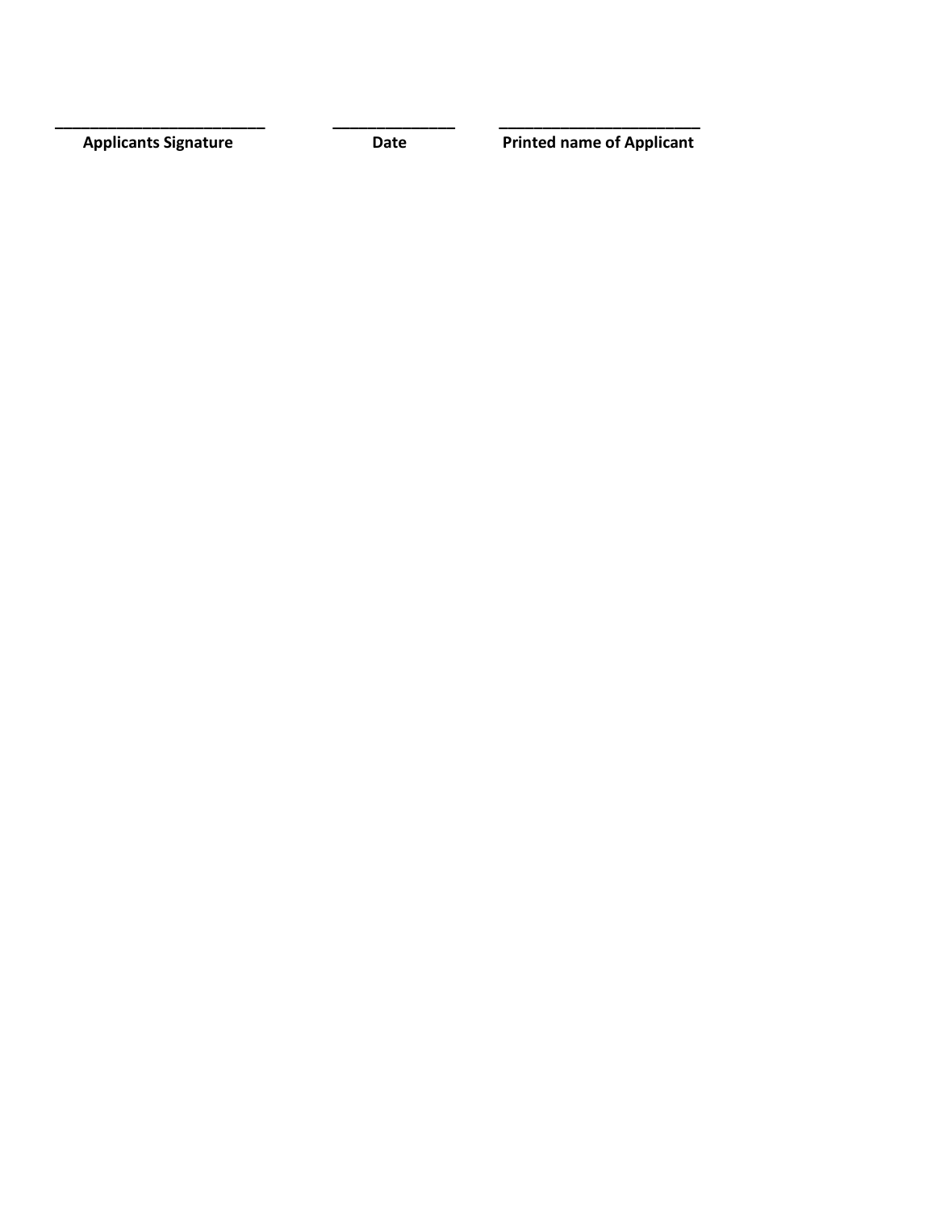_________________________ _______________ ________________________

**Applicants Signature** **Date** **Printed name of Applicant**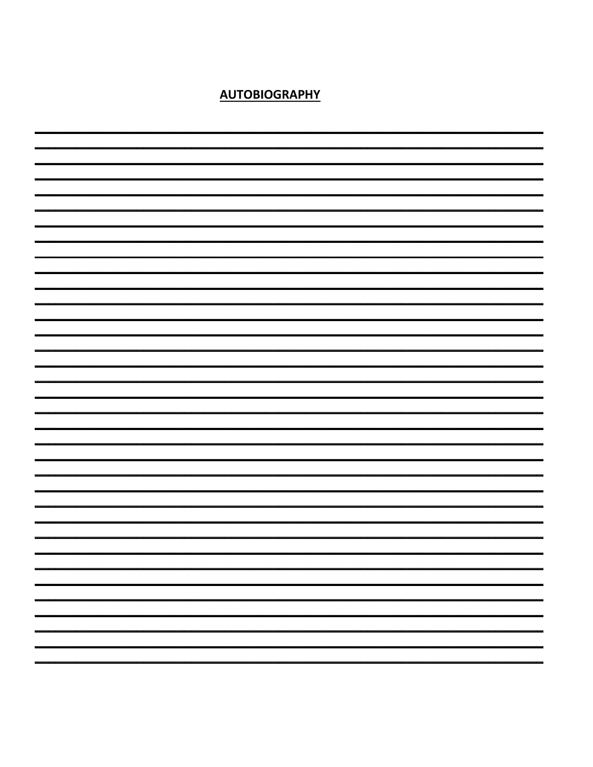## AUTOBIOGRAPHY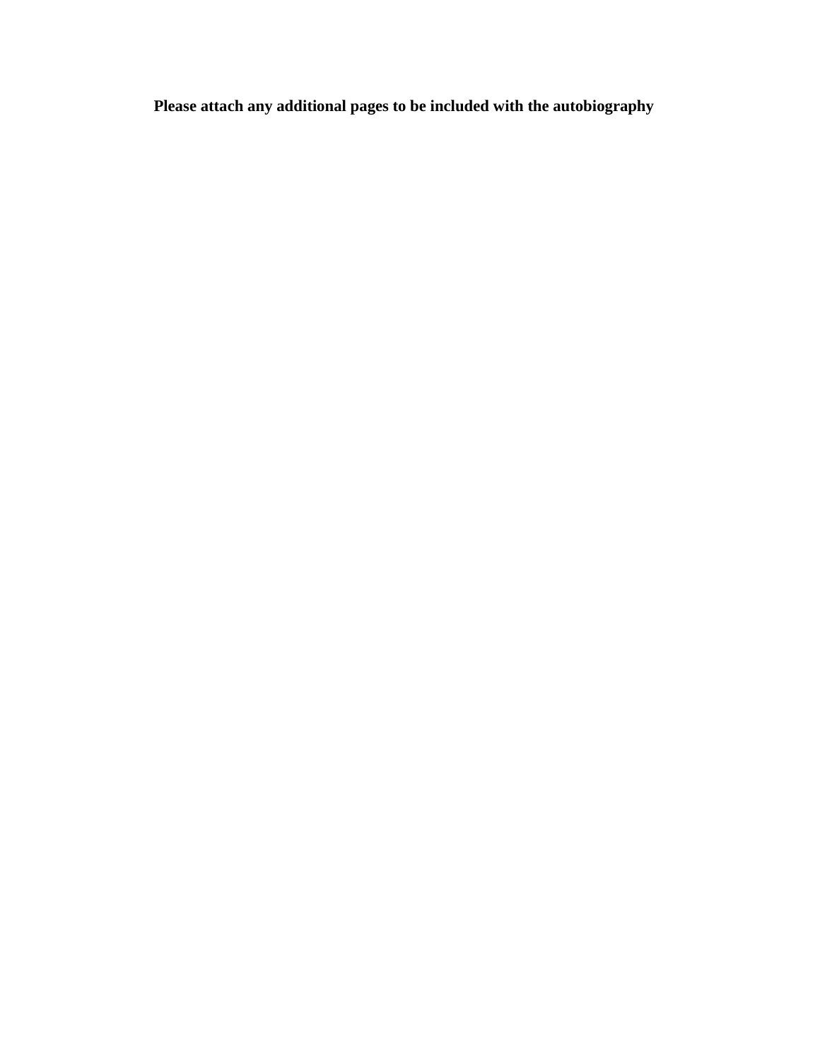**Please attach any additional pages to be included with the autobiography**